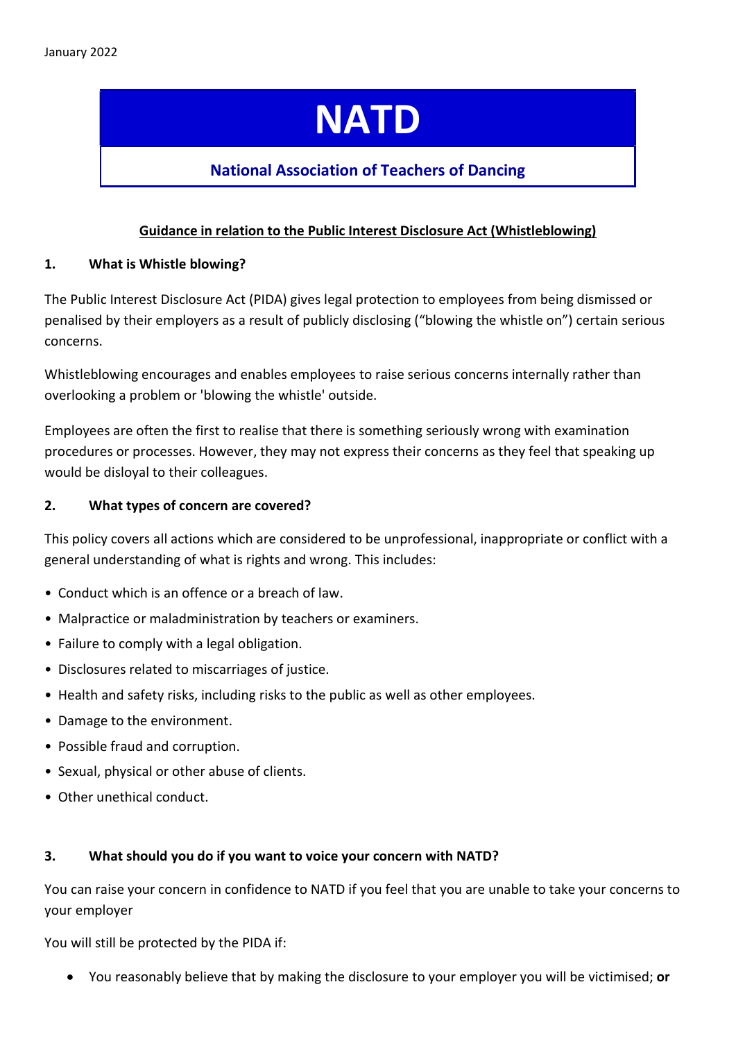January 2022

# NATD

## National Association of Teachers of Dancing

**Guidance in relation to the Public Interest Disclosure Act (Whistleblowing)**

### 1. What is Whistle blowing?

The Public Interest Disclosure Act (PIDA) gives legal protection to employees from being dismissed or penalised by their employers as a result of publicly disclosing ("blowing the whistle on") certain serious concerns.

Whistleblowing encourages and enables employees to raise serious concerns internally rather than overlooking a problem or 'blowing the whistle' outside.

Employees are often the first to realise that there is something seriously wrong with examination procedures or processes. However, they may not express their concerns as they feel that speaking up would be disloyal to their colleagues.

### 2. What types of concern are covered?

This policy covers all actions which are considered to be unprofessional, inappropriate or conflict with a general understanding of what is rights and wrong. This includes:

- Conduct which is an offence or a breach of law.
- Malpractice or maladministration by teachers or examiners.
- Failure to comply with a legal obligation.
- Disclosures related to miscarriages of justice.
- Health and safety risks, including risks to the public as well as other employees.
- Damage to the environment.
- Possible fraud and corruption.
- Sexual, physical or other abuse of clients.
- Other unethical conduct.

### 3. What should you do if you want to voice your concern with NATD?

You can raise your concern in confidence to NATD if you feel that you are unable to take your concerns to your employer

You will still be protected by the PIDA if:

- You reasonably believe that by making the disclosure to your employer you will be victimised; **or**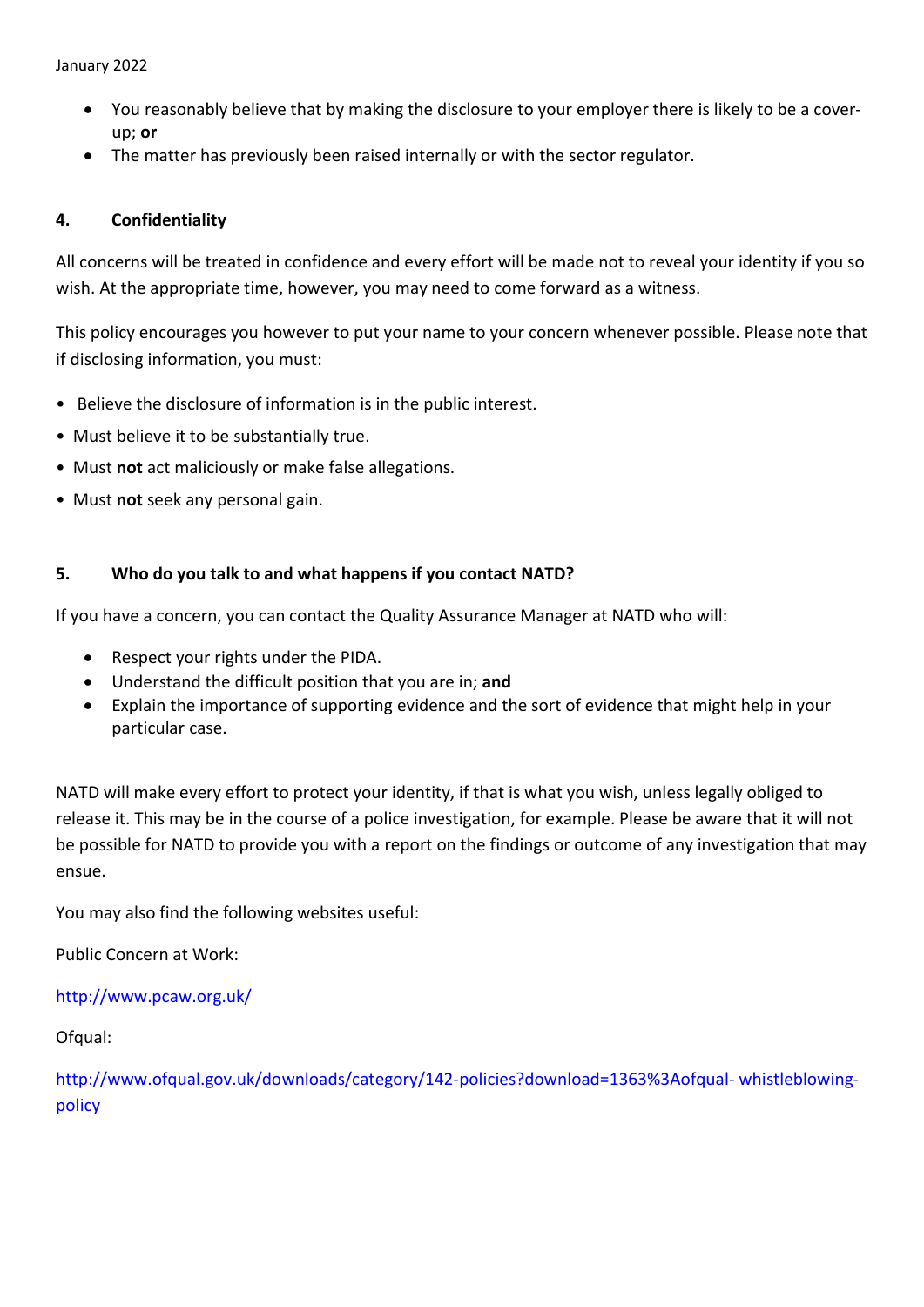- You reasonably believe that by making the disclosure to your employer there is likely to be a cover-up; **or**
- The matter has previously been raised internally or with the sector regulator.

## 4. Confidentiality

All concerns will be treated in confidence and every effort will be made not to reveal your identity if you so wish. At the appropriate time, however, you may need to come forward as a witness.

This policy encourages you however to put your name to your concern whenever possible. Please note that if disclosing information, you must:

- Believe the disclosure of information is in the public interest.
- Must believe it to be substantially true.
- Must **not** act maliciously or make false allegations.
- Must **not** seek any personal gain.

## 5. Who do you talk to and what happens if you contact NATD?

If you have a concern, you can contact the Quality Assurance Manager at NATD who will:

- Respect your rights under the PIDA.
- Understand the difficult position that you are in; **and**
- Explain the importance of supporting evidence and the sort of evidence that might help in your particular case.

NATD will make every effort to protect your identity, if that is what you wish, unless legally obliged to release it. This may be in the course of a police investigation, for example. Please be aware that it will not be possible for NATD to provide you with a report on the findings or outcome of any investigation that may ensue.

You may also find the following websites useful:

Public Concern at Work:

http://www.pcaw.org.uk/

Ofqual:

http://www.ofqual.gov.uk/downloads/category/142-policies?download=1363%3Aofqual- whistleblowing-policy